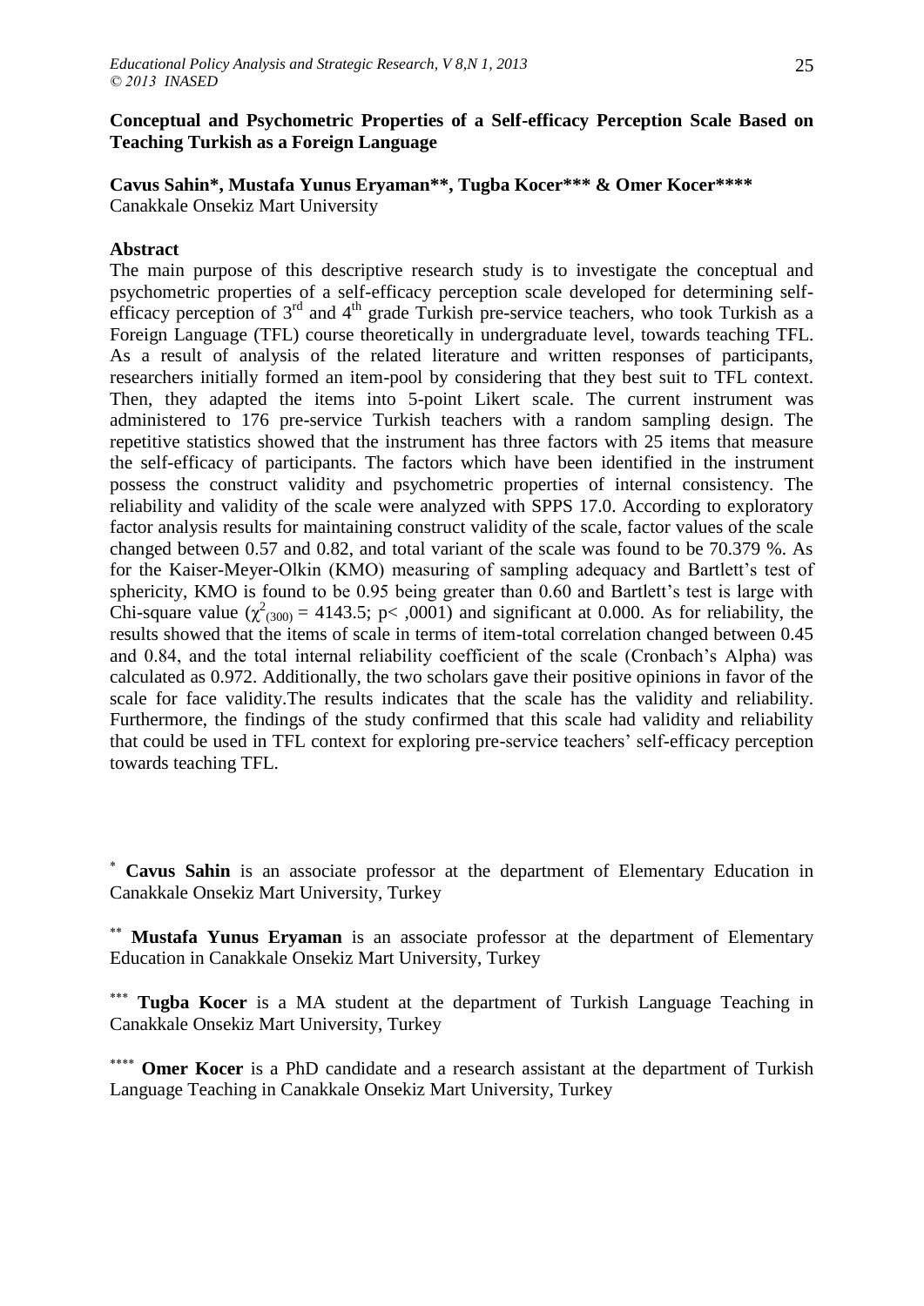# Conceptual and Psychometric Properties of a Self-efficacy Perception Scale Based on Teaching Turkish as a Foreign Language

**Cavus Sahin*, Mustafa Yunus Eryaman**, Tugba Kocer*** & Omer Kocer******
Canakkale Onsekiz Mart University

## Abstract

The main purpose of this descriptive research study is to investigate the conceptual and psychometric properties of a self-efficacy perception scale developed for determining self-efficacy perception of 3rd and 4th grade Turkish pre-service teachers, who took Turkish as a Foreign Language (TFL) course theoretically in undergraduate level, towards teaching TFL. As a result of analysis of the related literature and written responses of participants, researchers initially formed an item-pool by considering that they best suit to TFL context. Then, they adapted the items into 5-point Likert scale. The current instrument was administered to 176 pre-service Turkish teachers with a random sampling design. The repetitive statistics showed that the instrument has three factors with 25 items that measure the self-efficacy of participants. The factors which have been identified in the instrument possess the construct validity and psychometric properties of internal consistency. The reliability and validity of the scale were analyzed with SPPS 17.0. According to exploratory factor analysis results for maintaining construct validity of the scale, factor values of the scale changed between 0.57 and 0.82, and total variant of the scale was found to be 70.379 %. As for the Kaiser-Meyer-Olkin (KMO) measuring of sampling adequacy and Bartlett's test of sphericity, KMO is found to be 0.95 being greater than 0.60 and Bartlett's test is large with Chi-square value ($\chi^2_{(300)}$ = 4143.5; p< ,0001) and significant at 0.000. As for reliability, the results showed that the items of scale in terms of item-total correlation changed between 0.45 and 0.84, and the total internal reliability coefficient of the scale (Cronbach's Alpha) was calculated as 0.972. Additionally, the two scholars gave their positive opinions in favor of the scale for face validity.The results indicates that the scale has the validity and reliability. Furthermore, the findings of the study confirmed that this scale had validity and reliability that could be used in TFL context for exploring pre-service teachers' self-efficacy perception towards teaching TFL.

\* **Cavus Sahin** is an associate professor at the department of Elementary Education in Canakkale Onsekiz Mart University, Turkey

\** **Mustafa Yunus Eryaman** is an associate professor at the department of Elementary Education in Canakkale Onsekiz Mart University, Turkey

\*** **Tugba Kocer** is a MA student at the department of Turkish Language Teaching in Canakkale Onsekiz Mart University, Turkey

\**** **Omer Kocer** is a PhD candidate and a research assistant at the department of Turkish Language Teaching in Canakkale Onsekiz Mart University, Turkey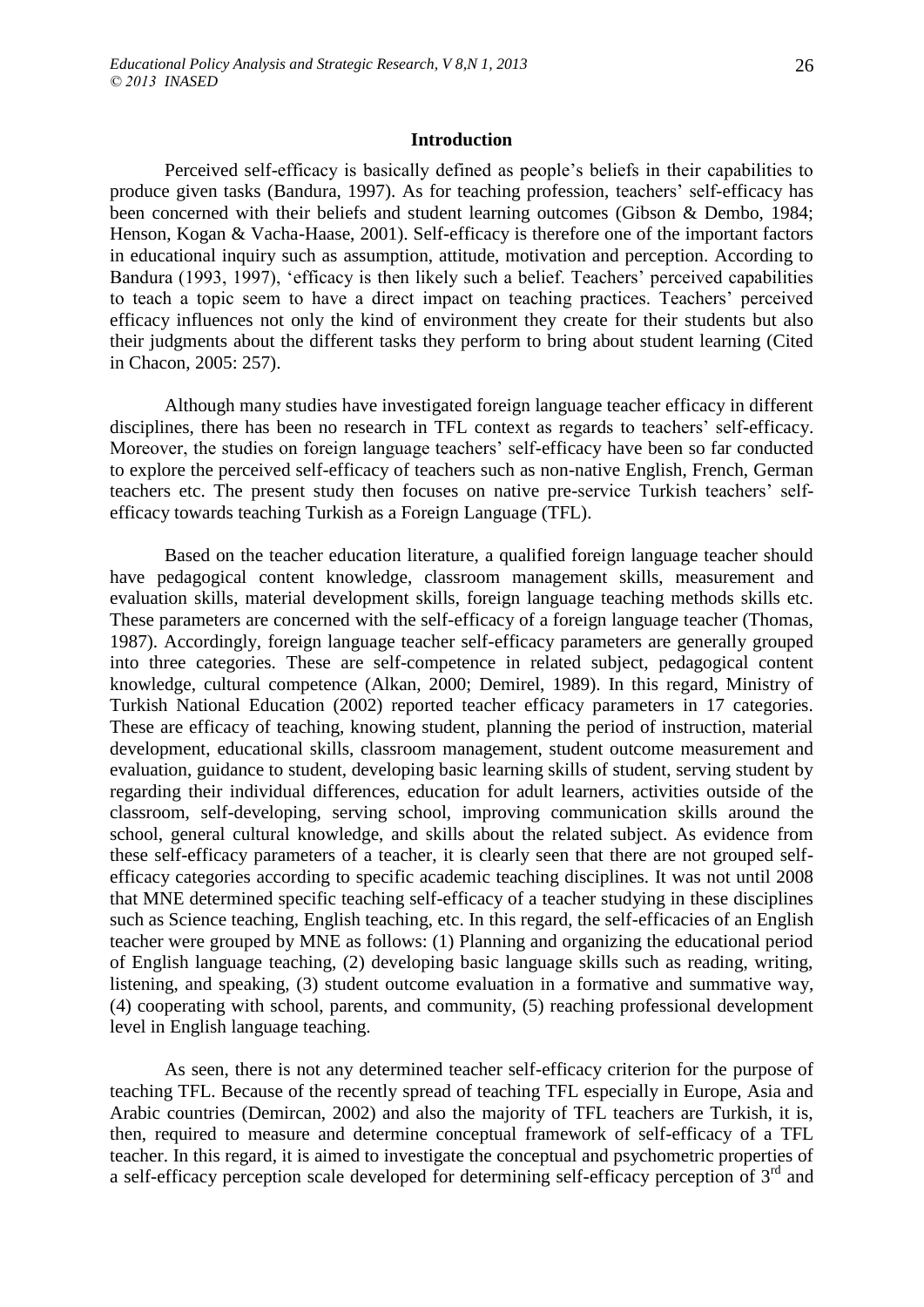## Introduction

Perceived self-efficacy is basically defined as people's beliefs in their capabilities to produce given tasks (Bandura, 1997). As for teaching profession, teachers' self-efficacy has been concerned with their beliefs and student learning outcomes (Gibson & Dembo, 1984; Henson, Kogan & Vacha-Haase, 2001). Self-efficacy is therefore one of the important factors in educational inquiry such as assumption, attitude, motivation and perception. According to Bandura (1993, 1997), 'efficacy is then likely such a belief. Teachers' perceived capabilities to teach a topic seem to have a direct impact on teaching practices. Teachers' perceived efficacy influences not only the kind of environment they create for their students but also their judgments about the different tasks they perform to bring about student learning (Cited in Chacon, 2005: 257).

Although many studies have investigated foreign language teacher efficacy in different disciplines, there has been no research in TFL context as regards to teachers' self-efficacy. Moreover, the studies on foreign language teachers' self-efficacy have been so far conducted to explore the perceived self-efficacy of teachers such as non-native English, French, German teachers etc. The present study then focuses on native pre-service Turkish teachers' self-efficacy towards teaching Turkish as a Foreign Language (TFL).

Based on the teacher education literature, a qualified foreign language teacher should have pedagogical content knowledge, classroom management skills, measurement and evaluation skills, material development skills, foreign language teaching methods skills etc. These parameters are concerned with the self-efficacy of a foreign language teacher (Thomas, 1987). Accordingly, foreign language teacher self-efficacy parameters are generally grouped into three categories. These are self-competence in related subject, pedagogical content knowledge, cultural competence (Alkan, 2000; Demirel, 1989). In this regard, Ministry of Turkish National Education (2002) reported teacher efficacy parameters in 17 categories. These are efficacy of teaching, knowing student, planning the period of instruction, material development, educational skills, classroom management, student outcome measurement and evaluation, guidance to student, developing basic learning skills of student, serving student by regarding their individual differences, education for adult learners, activities outside of the classroom, self-developing, serving school, improving communication skills around the school, general cultural knowledge, and skills about the related subject. As evidence from these self-efficacy parameters of a teacher, it is clearly seen that there are not grouped self-efficacy categories according to specific academic teaching disciplines. It was not until 2008 that MNE determined specific teaching self-efficacy of a teacher studying in these disciplines such as Science teaching, English teaching, etc. In this regard, the self-efficacies of an English teacher were grouped by MNE as follows: (1) Planning and organizing the educational period of English language teaching, (2) developing basic language skills such as reading, writing, listening, and speaking, (3) student outcome evaluation in a formative and summative way, (4) cooperating with school, parents, and community, (5) reaching professional development level in English language teaching.

As seen, there is not any determined teacher self-efficacy criterion for the purpose of teaching TFL. Because of the recently spread of teaching TFL especially in Europe, Asia and Arabic countries (Demircan, 2002) and also the majority of TFL teachers are Turkish, it is, then, required to measure and determine conceptual framework of self-efficacy of a TFL teacher. In this regard, it is aimed to investigate the conceptual and psychometric properties of a self-efficacy perception scale developed for determining self-efficacy perception of 3rd and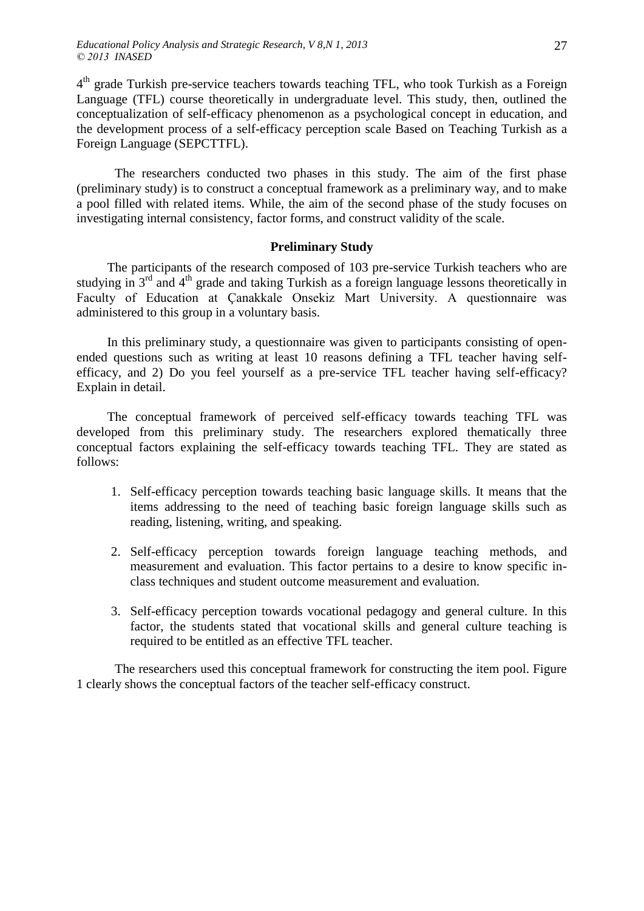4th grade Turkish pre-service teachers towards teaching TFL, who took Turkish as a Foreign Language (TFL) course theoretically in undergraduate level. This study, then, outlined the conceptualization of self-efficacy phenomenon as a psychological concept in education, and the development process of a self-efficacy perception scale Based on Teaching Turkish as a Foreign Language (SEPCTTFL).

The researchers conducted two phases in this study. The aim of the first phase (preliminary study) is to construct a conceptual framework as a preliminary way, and to make a pool filled with related items. While, the aim of the second phase of the study focuses on investigating internal consistency, factor forms, and construct validity of the scale.

### Preliminary Study

The participants of the research composed of 103 pre-service Turkish teachers who are studying in 3rd and 4th grade and taking Turkish as a foreign language lessons theoretically in Faculty of Education at Çanakkale Onsekiz Mart University. A questionnaire was administered to this group in a voluntary basis.

In this preliminary study, a questionnaire was given to participants consisting of open-ended questions such as writing at least 10 reasons defining a TFL teacher having self-efficacy, and 2) Do you feel yourself as a pre-service TFL teacher having self-efficacy? Explain in detail.

The conceptual framework of perceived self-efficacy towards teaching TFL was developed from this preliminary study. The researchers explored thematically three conceptual factors explaining the self-efficacy towards teaching TFL. They are stated as follows:

1. Self-efficacy perception towards teaching basic language skills. It means that the items addressing to the need of teaching basic foreign language skills such as reading, listening, writing, and speaking.

2. Self-efficacy perception towards foreign language teaching methods, and measurement and evaluation. This factor pertains to a desire to know specific in-class techniques and student outcome measurement and evaluation.

3. Self-efficacy perception towards vocational pedagogy and general culture. In this factor, the students stated that vocational skills and general culture teaching is required to be entitled as an effective TFL teacher.

The researchers used this conceptual framework for constructing the item pool. Figure 1 clearly shows the conceptual factors of the teacher self-efficacy construct.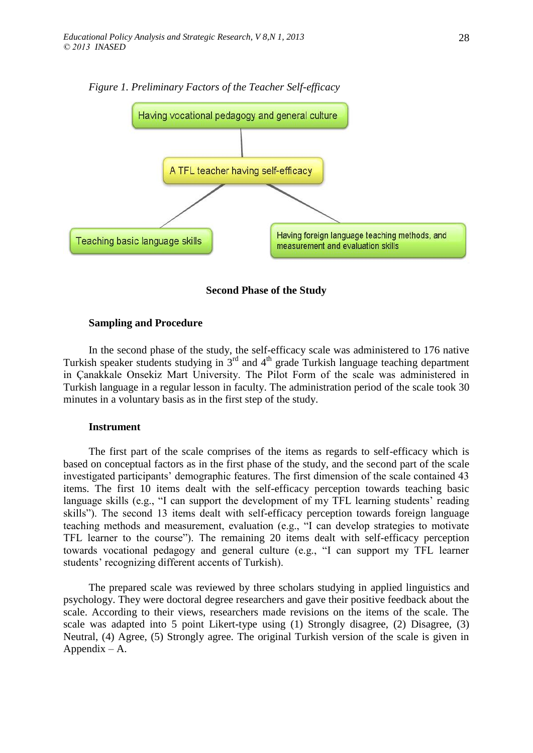*Figure 1. Preliminary Factors of the Teacher Self-efficacy*

Having vocational pedagogy and general culture

A TFL teacher having self-efficacy

Teaching basic language skills

Having foreign language teaching methods, and measurement and evaluation skills

## Second Phase of the Study

### Sampling and Procedure

In the second phase of the study, the self-efficacy scale was administered to 176 native Turkish speaker students studying in 3rd and 4th grade Turkish language teaching department in Çanakkale Onsekiz Mart University. The Pilot Form of the scale was administered in Turkish language in a regular lesson in faculty. The administration period of the scale took 30 minutes in a voluntary basis as in the first step of the study.

### Instrument

The first part of the scale comprises of the items as regards to self-efficacy which is based on conceptual factors as in the first phase of the study, and the second part of the scale investigated participants' demographic features. The first dimension of the scale contained 43 items. The first 10 items dealt with the self-efficacy perception towards teaching basic language skills (e.g., "I can support the development of my TFL learning students' reading skills"). The second 13 items dealt with self-efficacy perception towards foreign language teaching methods and measurement, evaluation (e.g., "I can develop strategies to motivate TFL learner to the course"). The remaining 20 items dealt with self-efficacy perception towards vocational pedagogy and general culture (e.g., "I can support my TFL learner students' recognizing different accents of Turkish).

The prepared scale was reviewed by three scholars studying in applied linguistics and psychology. They were doctoral degree researchers and gave their positive feedback about the scale. According to their views, researchers made revisions on the items of the scale. The scale was adapted into 5 point Likert-type using (1) Strongly disagree, (2) Disagree, (3) Neutral, (4) Agree, (5) Strongly agree. The original Turkish version of the scale is given in Appendix – A.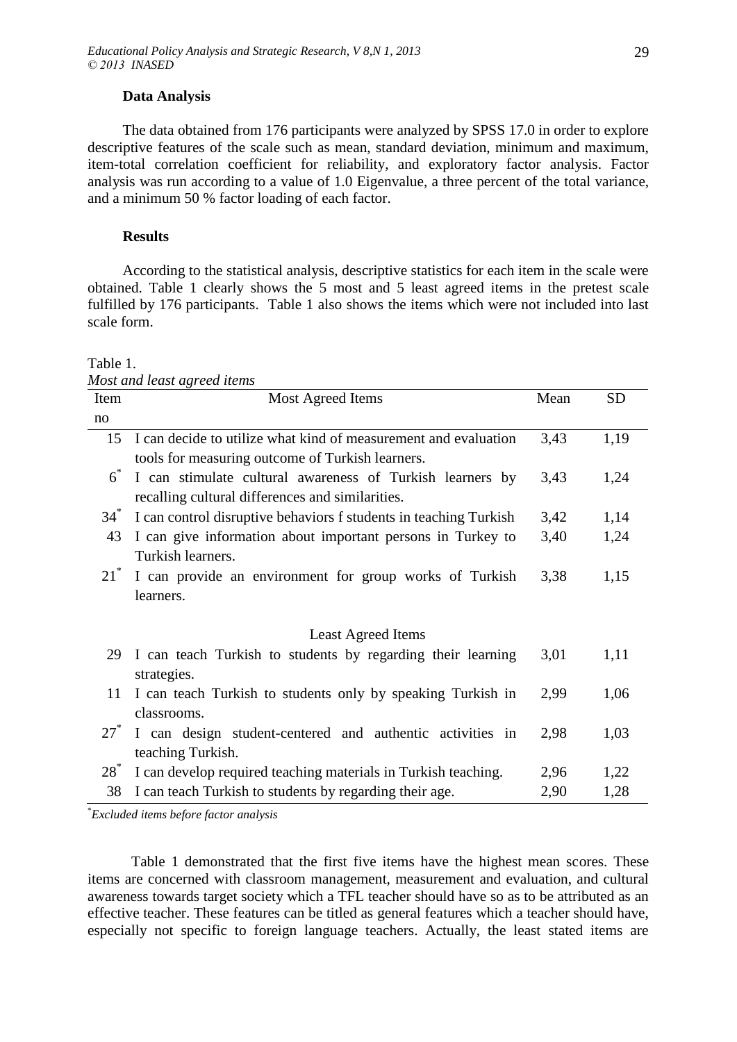**Data Analysis**

The data obtained from 176 participants were analyzed by SPSS 17.0 in order to explore descriptive features of the scale such as mean, standard deviation, minimum and maximum, item-total correlation coefficient for reliability, and exploratory factor analysis. Factor analysis was run according to a value of 1.0 Eigenvalue, a three percent of the total variance, and a minimum 50 % factor loading of each factor.

**Results**

According to the statistical analysis, descriptive statistics for each item in the scale were obtained. Table 1 clearly shows the 5 most and 5 least agreed items in the pretest scale fulfilled by 176 participants. Table 1 also shows the items which were not included into last scale form.

Table 1.
*Most and least agreed items*

| Item no | Most Agreed Items | Mean | SD |
|---|---|---|---|
| 15 | I can decide to utilize what kind of measurement and evaluation tools for measuring outcome of Turkish learners. | 3,43 | 1,19 |
| 6* | I can stimulate cultural awareness of Turkish learners by recalling cultural differences and similarities. | 3,43 | 1,24 |
| 34* | I can control disruptive behaviors f students in teaching Turkish | 3,42 | 1,14 |
| 43 | I can give information about important persons in Turkey to Turkish learners. | 3,40 | 1,24 |
| 21* | I can provide an environment for group works of Turkish learners. | 3,38 | 1,15 |
| | Least Agreed Items | | |
| 29 | I can teach Turkish to students by regarding their learning strategies. | 3,01 | 1,11 |
| 11 | I can teach Turkish to students only by speaking Turkish in classrooms. | 2,99 | 1,06 |
| 27* | I can design student-centered and authentic activities in teaching Turkish. | 2,98 | 1,03 |
| 28* | I can develop required teaching materials in Turkish teaching. | 2,96 | 1,22 |
| 38 | I can teach Turkish to students by regarding their age. | 2,90 | 1,28 |

**Excluded items before factor analysis*

Table 1 demonstrated that the first five items have the highest mean scores. These items are concerned with classroom management, measurement and evaluation, and cultural awareness towards target society which a TFL teacher should have so as to be attributed as an effective teacher. These features can be titled as general features which a teacher should have, especially not specific to foreign language teachers. Actually, the least stated items are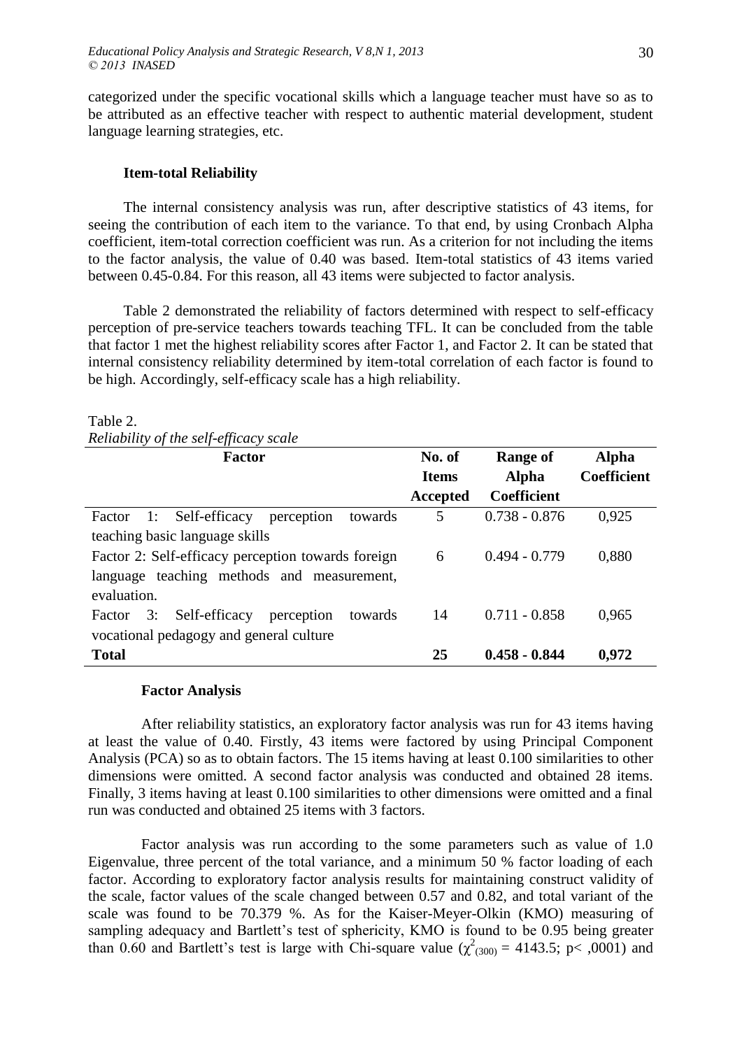categorized under the specific vocational skills which a language teacher must have so as to be attributed as an effective teacher with respect to authentic material development, student language learning strategies, etc.

### Item-total Reliability

The internal consistency analysis was run, after descriptive statistics of 43 items, for seeing the contribution of each item to the variance. To that end, by using Cronbach Alpha coefficient, item-total correction coefficient was run. As a criterion for not including the items to the factor analysis, the value of 0.40 was based. Item-total statistics of 43 items varied between 0.45-0.84. For this reason, all 43 items were subjected to factor analysis.

Table 2 demonstrated the reliability of factors determined with respect to self-efficacy perception of pre-service teachers towards teaching TFL. It can be concluded from the table that factor 1 met the highest reliability scores after Factor 1, and Factor 2. It can be stated that internal consistency reliability determined by item-total correlation of each factor is found to be high. Accordingly, self-efficacy scale has a high reliability.

Table 2.
*Reliability of the self-efficacy scale*

| Factor | No. of Items Accepted | Range of Alpha Coefficient | Alpha Coefficient |
|---|---|---|---|
| Factor 1: Self-efficacy perception towards teaching basic language skills | 5 | 0.738 - 0.876 | 0,925 |
| Factor 2: Self-efficacy perception towards foreign language teaching methods and measurement, evaluation. | 6 | 0.494 - 0.779 | 0,880 |
| Factor 3: Self-efficacy perception towards vocational pedagogy and general culture | 14 | 0.711 - 0.858 | 0,965 |
| **Total** | **25** | **0.458 - 0.844** | **0,972** |

### Factor Analysis

After reliability statistics, an exploratory factor analysis was run for 43 items having at least the value of 0.40. Firstly, 43 items were factored by using Principal Component Analysis (PCA) so as to obtain factors. The 15 items having at least 0.100 similarities to other dimensions were omitted. A second factor analysis was conducted and obtained 28 items. Finally, 3 items having at least 0.100 similarities to other dimensions were omitted and a final run was conducted and obtained 25 items with 3 factors.

Factor analysis was run according to the some parameters such as value of 1.0 Eigenvalue, three percent of the total variance, and a minimum 50 % factor loading of each factor. According to exploratory factor analysis results for maintaining construct validity of the scale, factor values of the scale changed between 0.57 and 0.82, and total variant of the scale was found to be 70.379 %. As for the Kaiser-Meyer-Olkin (KMO) measuring of sampling adequacy and Bartlett's test of sphericity, KMO is found to be 0.95 being greater than 0.60 and Bartlett's test is large with Chi-square value ($\chi^2_{(300)} = 4143.5$; $p < ,0001$) and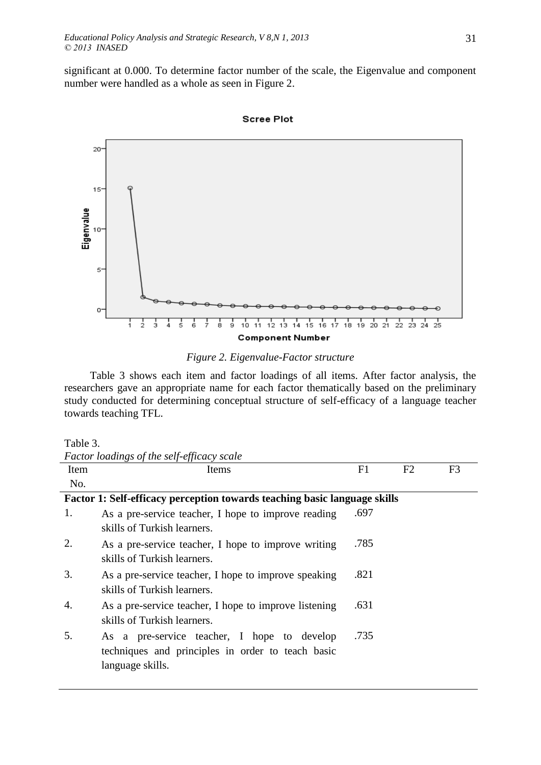significant at 0.000. To determine factor number of the scale, the Eigenvalue and component number were handled as a whole as seen in Figure 2.

*Figure 2. Eigenvalue-Factor structure*

Table 3 shows each item and factor loadings of all items. After factor analysis, the researchers gave an appropriate name for each factor thematically based on the preliminary study conducted for determining conceptual structure of self-efficacy of a language teacher towards teaching TFL.

Table 3.
*Factor loadings of the self-efficacy scale*

| Item No. | Items | F1 | F2 | F3 |
|---|---|---|---|---|
| **Factor 1: Self-efficacy perception towards teaching basic language skills** | | | | |
| 1. | As a pre-service teacher, I hope to improve reading skills of Turkish learners. | .697 | | |
| 2. | As a pre-service teacher, I hope to improve writing skills of Turkish learners. | .785 | | |
| 3. | As a pre-service teacher, I hope to improve speaking skills of Turkish learners. | .821 | | |
| 4. | As a pre-service teacher, I hope to improve listening skills of Turkish learners. | .631 | | |
| 5. | As a pre-service teacher, I hope to develop techniques and principles in order to teach basic language skills. | .735 | | |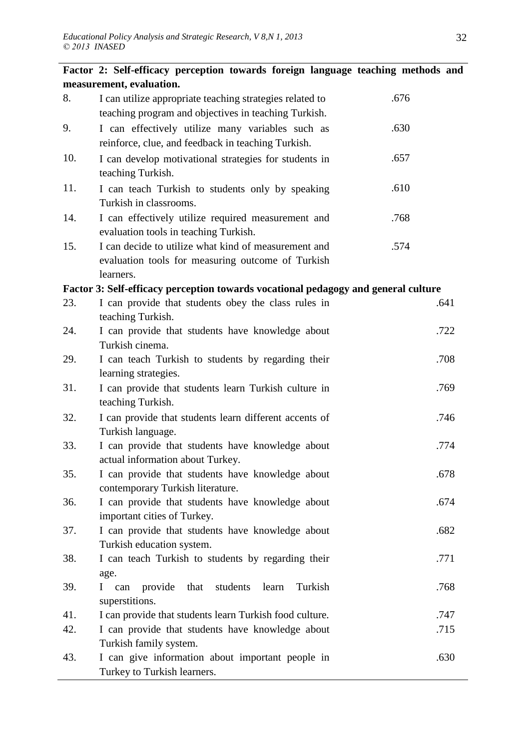| | | | |
|---|---|---|---|
| **Factor 2: Self-efficacy perception towards foreign language teaching methods and measurement, evaluation.** | | | |
| 8. | I can utilize appropriate teaching strategies related to teaching program and objectives in teaching Turkish. | .676 | |
| 9. | I can effectively utilize many variables such as reinforce, clue, and feedback in teaching Turkish. | .630 | |
| 10. | I can develop motivational strategies for students in teaching Turkish. | .657 | |
| 11. | I can teach Turkish to students only by speaking Turkish in classrooms. | .610 | |
| 14. | I can effectively utilize required measurement and evaluation tools in teaching Turkish. | .768 | |
| 15. | I can decide to utilize what kind of measurement and evaluation tools for measuring outcome of Turkish learners. | .574 | |
| **Factor 3: Self-efficacy perception towards vocational pedagogy and general culture** | | | |
| 23. | I can provide that students obey the class rules in teaching Turkish. | | .641 |
| 24. | I can provide that students have knowledge about Turkish cinema. | | .722 |
| 29. | I can teach Turkish to students by regarding their learning strategies. | | .708 |
| 31. | I can provide that students learn Turkish culture in teaching Turkish. | | .769 |
| 32. | I can provide that students learn different accents of Turkish language. | | .746 |
| 33. | I can provide that students have knowledge about actual information about Turkey. | | .774 |
| 35. | I can provide that students have knowledge about contemporary Turkish literature. | | .678 |
| 36. | I can provide that students have knowledge about important cities of Turkey. | | .674 |
| 37. | I can provide that students have knowledge about Turkish education system. | | .682 |
| 38. | I can teach Turkish to students by regarding their age. | | .771 |
| 39. | I can provide that students learn Turkish superstitions. | | .768 |
| 41. | I can provide that students learn Turkish food culture. | | .747 |
| 42. | I can provide that students have knowledge about Turkish family system. | | .715 |
| 43. | I can give information about important people in Turkey to Turkish learners. | | .630 |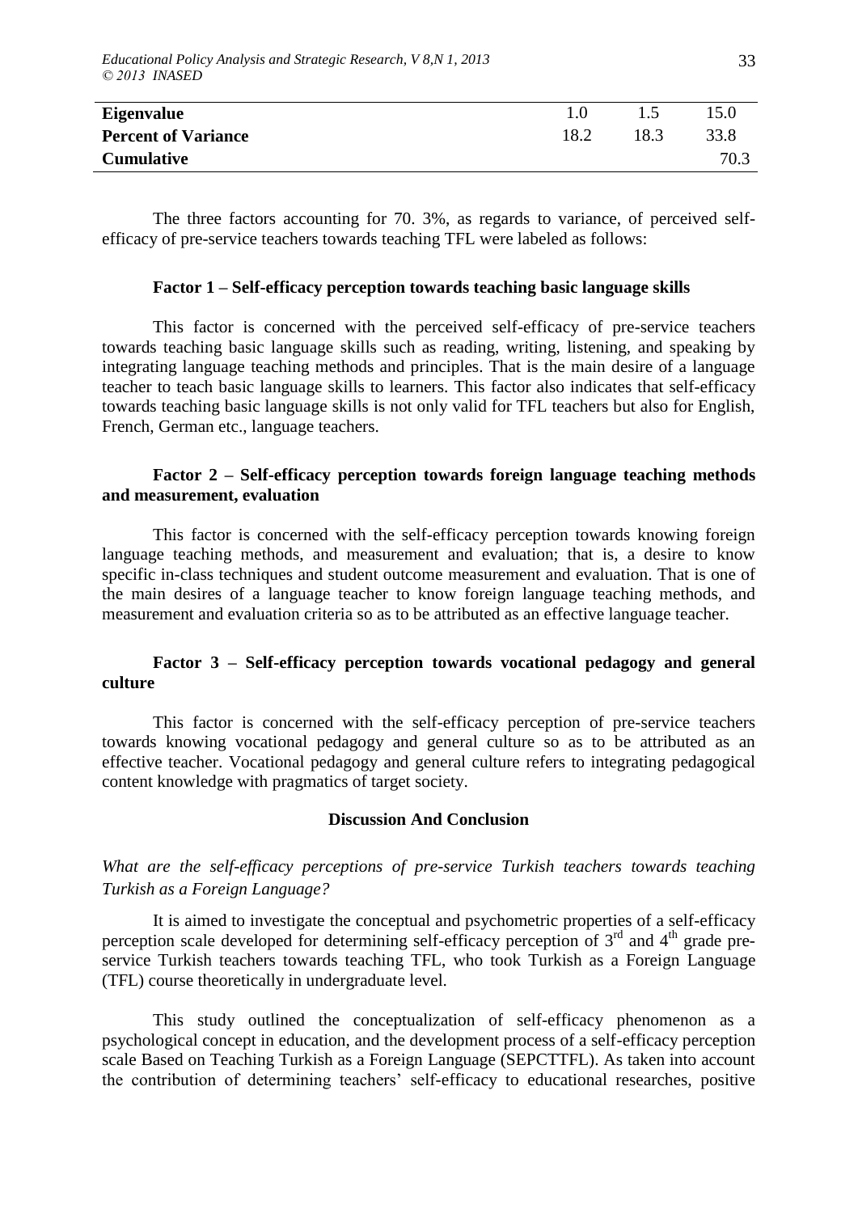| Eigenvalue | 1.0 | 1.5 | 15.0 |
|---|---|---|---|
| **Percent of Variance** | 18.2 | 18.3 | 33.8 |
| **Cumulative** | | | 70.3 |

The three factors accounting for 70. 3%, as regards to variance, of perceived self-efficacy of pre-service teachers towards teaching TFL were labeled as follows:

**Factor 1 – Self-efficacy perception towards teaching basic language skills**

This factor is concerned with the perceived self-efficacy of pre-service teachers towards teaching basic language skills such as reading, writing, listening, and speaking by integrating language teaching methods and principles. That is the main desire of a language teacher to teach basic language skills to learners. This factor also indicates that self-efficacy towards teaching basic language skills is not only valid for TFL teachers but also for English, French, German etc., language teachers.

**Factor 2 – Self-efficacy perception towards foreign language teaching methods and measurement, evaluation**

This factor is concerned with the self-efficacy perception towards knowing foreign language teaching methods, and measurement and evaluation; that is, a desire to know specific in-class techniques and student outcome measurement and evaluation. That is one of the main desires of a language teacher to know foreign language teaching methods, and measurement and evaluation criteria so as to be attributed as an effective language teacher.

**Factor 3 – Self-efficacy perception towards vocational pedagogy and general culture**

This factor is concerned with the self-efficacy perception of pre-service teachers towards knowing vocational pedagogy and general culture so as to be attributed as an effective teacher. Vocational pedagogy and general culture refers to integrating pedagogical content knowledge with pragmatics of target society.

## Discussion And Conclusion

*What are the self-efficacy perceptions of pre-service Turkish teachers towards teaching Turkish as a Foreign Language?*

It is aimed to investigate the conceptual and psychometric properties of a self-efficacy perception scale developed for determining self-efficacy perception of 3rd and 4th grade pre-service Turkish teachers towards teaching TFL, who took Turkish as a Foreign Language (TFL) course theoretically in undergraduate level.

This study outlined the conceptualization of self-efficacy phenomenon as a psychological concept in education, and the development process of a self-efficacy perception scale Based on Teaching Turkish as a Foreign Language (SEPCTTFL). As taken into account the contribution of determining teachers' self-efficacy to educational researches, positive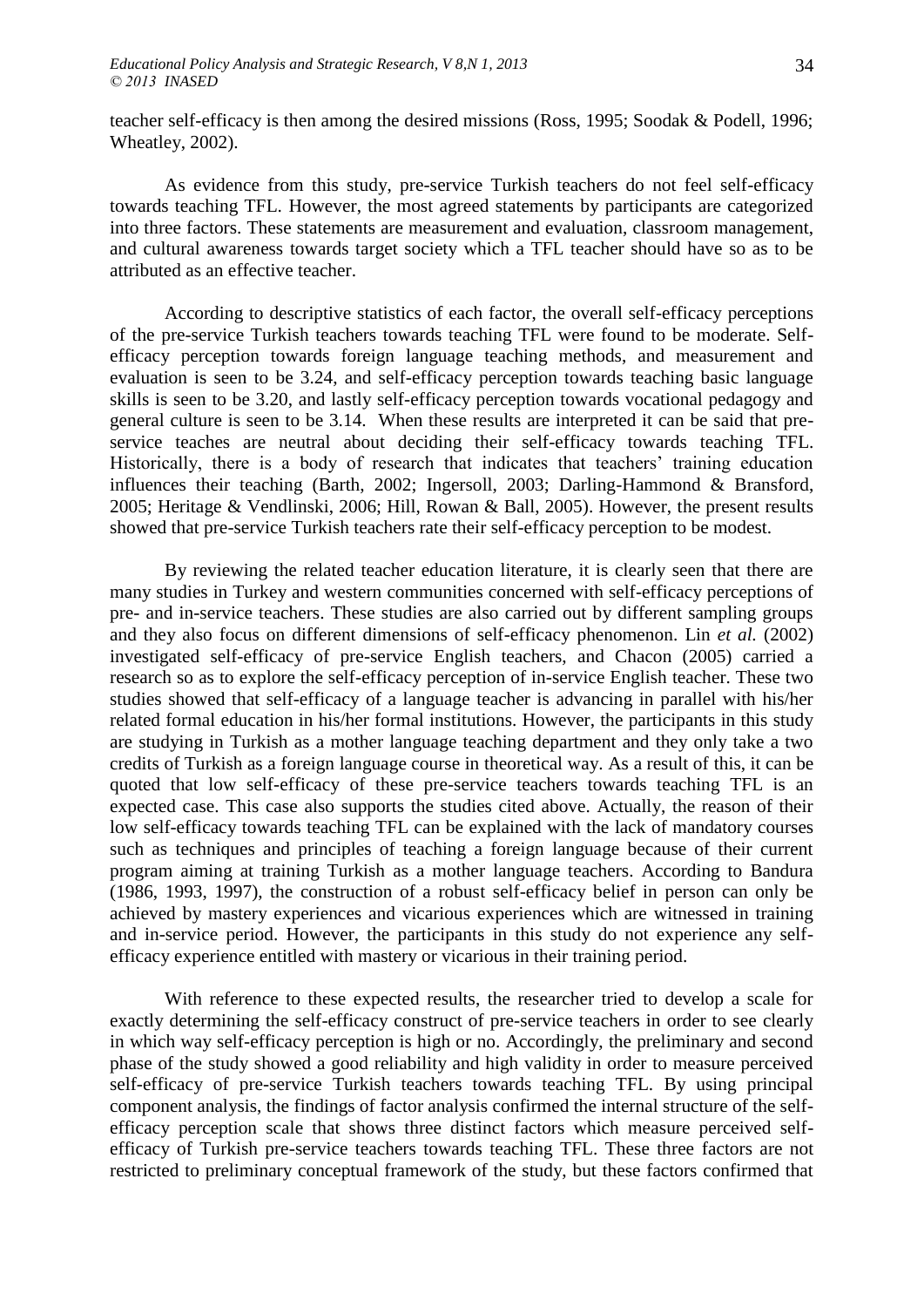teacher self-efficacy is then among the desired missions (Ross, 1995; Soodak & Podell, 1996; Wheatley, 2002).

As evidence from this study, pre-service Turkish teachers do not feel self-efficacy towards teaching TFL. However, the most agreed statements by participants are categorized into three factors. These statements are measurement and evaluation, classroom management, and cultural awareness towards target society which a TFL teacher should have so as to be attributed as an effective teacher.

According to descriptive statistics of each factor, the overall self-efficacy perceptions of the pre-service Turkish teachers towards teaching TFL were found to be moderate. Self-efficacy perception towards foreign language teaching methods, and measurement and evaluation is seen to be 3.24, and self-efficacy perception towards teaching basic language skills is seen to be 3.20, and lastly self-efficacy perception towards vocational pedagogy and general culture is seen to be 3.14. When these results are interpreted it can be said that pre-service teaches are neutral about deciding their self-efficacy towards teaching TFL. Historically, there is a body of research that indicates that teachers' training education influences their teaching (Barth, 2002; Ingersoll, 2003; Darling-Hammond & Bransford, 2005; Heritage & Vendlinski, 2006; Hill, Rowan & Ball, 2005). However, the present results showed that pre-service Turkish teachers rate their self-efficacy perception to be modest.

By reviewing the related teacher education literature, it is clearly seen that there are many studies in Turkey and western communities concerned with self-efficacy perceptions of pre- and in-service teachers. These studies are also carried out by different sampling groups and they also focus on different dimensions of self-efficacy phenomenon. Lin *et al.* (2002) investigated self-efficacy of pre-service English teachers, and Chacon (2005) carried a research so as to explore the self-efficacy perception of in-service English teacher. These two studies showed that self-efficacy of a language teacher is advancing in parallel with his/her related formal education in his/her formal institutions. However, the participants in this study are studying in Turkish as a mother language teaching department and they only take a two credits of Turkish as a foreign language course in theoretical way. As a result of this, it can be quoted that low self-efficacy of these pre-service teachers towards teaching TFL is an expected case. This case also supports the studies cited above. Actually, the reason of their low self-efficacy towards teaching TFL can be explained with the lack of mandatory courses such as techniques and principles of teaching a foreign language because of their current program aiming at training Turkish as a mother language teachers. According to Bandura (1986, 1993, 1997), the construction of a robust self-efficacy belief in person can only be achieved by mastery experiences and vicarious experiences which are witnessed in training and in-service period. However, the participants in this study do not experience any self-efficacy experience entitled with mastery or vicarious in their training period.

With reference to these expected results, the researcher tried to develop a scale for exactly determining the self-efficacy construct of pre-service teachers in order to see clearly in which way self-efficacy perception is high or no. Accordingly, the preliminary and second phase of the study showed a good reliability and high validity in order to measure perceived self-efficacy of pre-service Turkish teachers towards teaching TFL. By using principal component analysis, the findings of factor analysis confirmed the internal structure of the self-efficacy perception scale that shows three distinct factors which measure perceived self-efficacy of Turkish pre-service teachers towards teaching TFL. These three factors are not restricted to preliminary conceptual framework of the study, but these factors confirmed that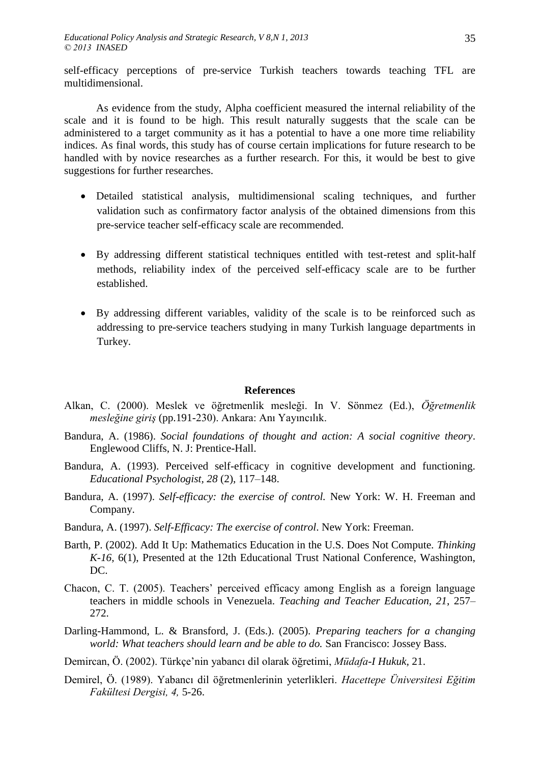self-efficacy perceptions of pre-service Turkish teachers towards teaching TFL are multidimensional.

As evidence from the study, Alpha coefficient measured the internal reliability of the scale and it is found to be high. This result naturally suggests that the scale can be administered to a target community as it has a potential to have a one more time reliability indices. As final words, this study has of course certain implications for future research to be handled with by novice researches as a further research. For this, it would be best to give suggestions for further researches.

- Detailed statistical analysis, multidimensional scaling techniques, and further validation such as confirmatory factor analysis of the obtained dimensions from this pre-service teacher self-efficacy scale are recommended.

- By addressing different statistical techniques entitled with test-retest and split-half methods, reliability index of the perceived self-efficacy scale are to be further established.

- By addressing different variables, validity of the scale is to be reinforced such as addressing to pre-service teachers studying in many Turkish language departments in Turkey.

## References

Alkan, C. (2000). Meslek ve öğretmenlik mesleği. In V. Sönmez (Ed.), *Öğretmenlik mesleğine giriş* (pp.191-230). Ankara: Anı Yayıncılık.

Bandura, A. (1986). *Social foundations of thought and action: A social cognitive theory*. Englewood Cliffs, N. J: Prentice-Hall.

Bandura, A. (1993). Perceived self-efficacy in cognitive development and functioning. *Educational Psychologist, 28* (2), 117–148.

Bandura, A. (1997). *Self-efficacy: the exercise of control.* New York: W. H. Freeman and Company.

Bandura, A. (1997). *Self-Efficacy: The exercise of control*. New York: Freeman.

Barth, P. (2002). Add It Up: Mathematics Education in the U.S. Does Not Compute. *Thinking K-16,* 6(1), Presented at the 12th Educational Trust National Conference, Washington, DC.

Chacon, C. T. (2005). Teachers' perceived efficacy among English as a foreign language teachers in middle schools in Venezuela. *Teaching and Teacher Education, 21*, 257–272.

Darling-Hammond, L. & Bransford, J. (Eds.). (2005). *Preparing teachers for a changing world: What teachers should learn and be able to do.* San Francisco: Jossey Bass.

Demircan, Ö. (2002). Türkçe'nin yabancı dil olarak öğretimi, *Müdafa-I Hukuk,* 21.

Demirel, Ö. (1989). Yabancı dil öğretmenlerinin yeterlikleri. *Hacettepe Üniversitesi Eğitim Fakültesi Dergisi, 4,* 5-26.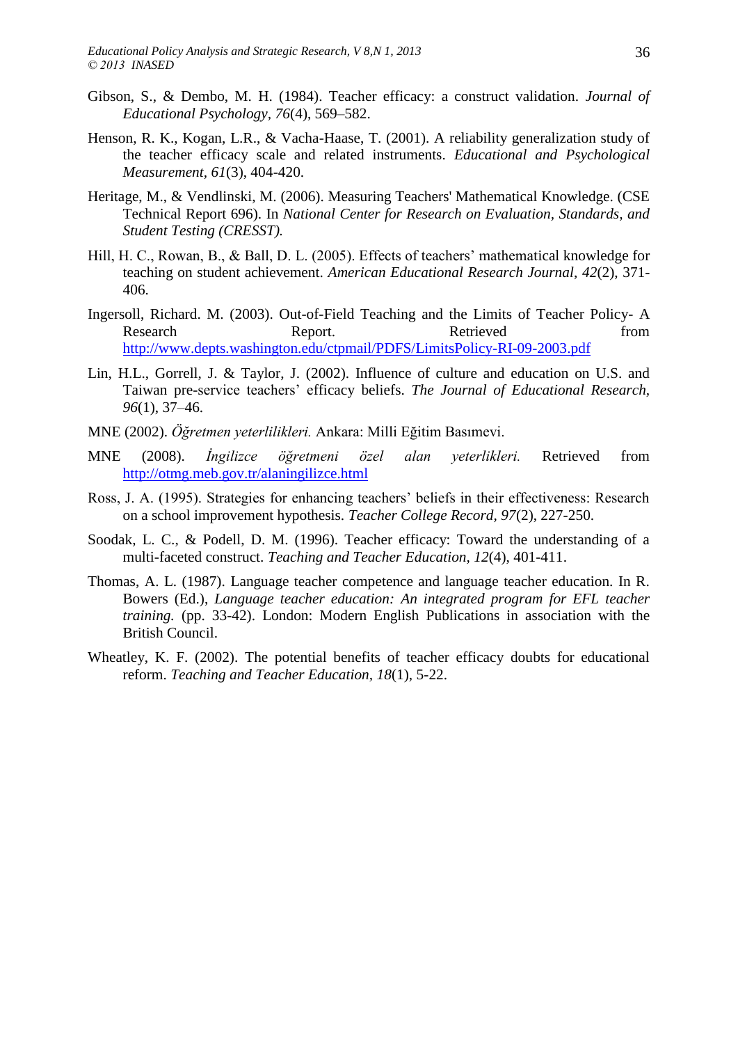Gibson, S., & Dembo, M. H. (1984). Teacher efficacy: a construct validation. *Journal of Educational Psychology, 76*(4), 569–582.

Henson, R. K., Kogan, L.R., & Vacha-Haase, T. (2001). A reliability generalization study of the teacher efficacy scale and related instruments. *Educational and Psychological Measurement, 61*(3), 404-420.

Heritage, M., & Vendlinski, M. (2006). Measuring Teachers' Mathematical Knowledge. (CSE Technical Report 696). In *National Center for Research on Evaluation, Standards, and Student Testing (CRESST).*

Hill, H. C., Rowan, B., & Ball, D. L. (2005). Effects of teachers' mathematical knowledge for teaching on student achievement. *American Educational Research Journal, 42*(2), 371-406.

Ingersoll, Richard. M. (2003). Out-of-Field Teaching and the Limits of Teacher Policy- A Research Report. Retrieved from http://www.depts.washington.edu/ctpmail/PDFS/LimitsPolicy-RI-09-2003.pdf

Lin, H.L., Gorrell, J. & Taylor, J. (2002). Influence of culture and education on U.S. and Taiwan pre-service teachers' efficacy beliefs. *The Journal of Educational Research, 96*(1), 37–46.

MNE (2002). *Öğretmen yeterlilikleri.* Ankara: Milli Eğitim Basımevi.

MNE (2008). *İngilizce öğretmeni özel alan yeterlikleri.* Retrieved from http://otmg.meb.gov.tr/alaningilizce.html

Ross, J. A. (1995). Strategies for enhancing teachers' beliefs in their effectiveness: Research on a school improvement hypothesis. *Teacher College Record, 97*(2), 227-250.

Soodak, L. C., & Podell, D. M. (1996). Teacher efficacy: Toward the understanding of a multi-faceted construct. *Teaching and Teacher Education, 12*(4), 401-411.

Thomas, A. L. (1987). Language teacher competence and language teacher education. In R. Bowers (Ed.), *Language teacher education: An integrated program for EFL teacher training.* (pp. 33-42). London: Modern English Publications in association with the British Council.

Wheatley, K. F. (2002). The potential benefits of teacher efficacy doubts for educational reform. *Teaching and Teacher Education, 18*(1), 5-22.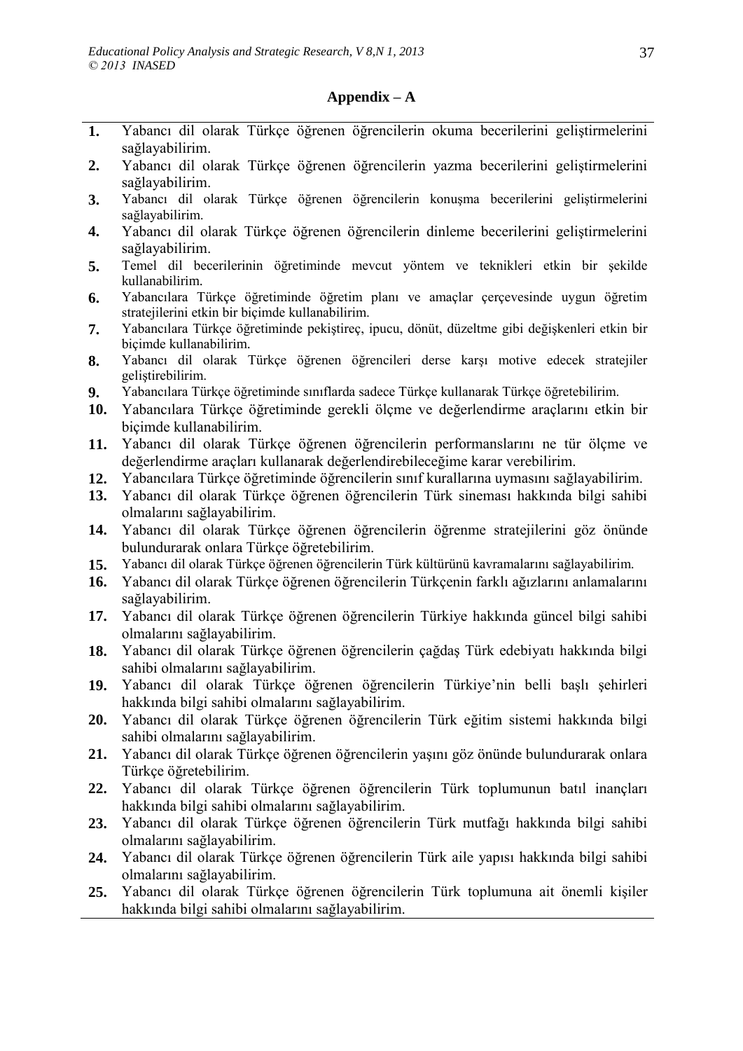## Appendix – A

1. Yabancı dil olarak Türkçe öğrenen öğrencilerin okuma becerilerini geliştirmelerini sağlayabilirim.
2. Yabancı dil olarak Türkçe öğrenen öğrencilerin yazma becerilerini geliştirmelerini sağlayabilirim.
3. Yabancı dil olarak Türkçe öğrenen öğrencilerin konuşma becerilerini geliştirmelerini sağlayabilirim.
4. Yabancı dil olarak Türkçe öğrenen öğrencilerin dinleme becerilerini geliştirmelerini sağlayabilirim.
5. Temel dil becerilerinin öğretiminde mevcut yöntem ve teknikleri etkin bir şekilde kullanabilirim.
6. Yabancılara Türkçe öğretiminde öğretim planı ve amaçlar çerçevesinde uygun öğretim stratejilerini etkin bir biçimde kullanabilirim.
7. Yabancılara Türkçe öğretiminde pekiştireç, ipucu, dönüt, düzeltme gibi değişkenleri etkin bir biçimde kullanabilirim.
8. Yabancı dil olarak Türkçe öğrenen öğrencileri derse karşı motive edecek stratejiler geliştirebilirim.
9. Yabancılara Türkçe öğretiminde sınıflarda sadece Türkçe kullanarak Türkçe öğretebilirim.
10. Yabancılara Türkçe öğretiminde gerekli ölçme ve değerlendirme araçlarını etkin bir biçimde kullanabilirim.
11. Yabancı dil olarak Türkçe öğrenen öğrencilerin performanslarını ne tür ölçme ve değerlendirme araçları kullanarak değerlendirebileceğime karar verebilirim.
12. Yabancılara Türkçe öğretiminde öğrencilerin sınıf kurallarına uymasını sağlayabilirim.
13. Yabancı dil olarak Türkçe öğrenen öğrencilerin Türk sineması hakkında bilgi sahibi olmalarını sağlayabilirim.
14. Yabancı dil olarak Türkçe öğrenen öğrencilerin öğrenme stratejilerini göz önünde bulundurarak onlara Türkçe öğretebilirim.
15. Yabancı dil olarak Türkçe öğrenen öğrencilerin Türk kültürünü kavramalarını sağlayabilirim.
16. Yabancı dil olarak Türkçe öğrenen öğrencilerin Türkçenin farklı ağızlarını anlamalarını sağlayabilirim.
17. Yabancı dil olarak Türkçe öğrenen öğrencilerin Türkiye hakkında güncel bilgi sahibi olmalarını sağlayabilirim.
18. Yabancı dil olarak Türkçe öğrenen öğrencilerin çağdaş Türk edebiyatı hakkında bilgi sahibi olmalarını sağlayabilirim.
19. Yabancı dil olarak Türkçe öğrenen öğrencilerin Türkiye'nin belli başlı şehirleri hakkında bilgi sahibi olmalarını sağlayabilirim.
20. Yabancı dil olarak Türkçe öğrenen öğrencilerin Türk eğitim sistemi hakkında bilgi sahibi olmalarını sağlayabilirim.
21. Yabancı dil olarak Türkçe öğrenen öğrencilerin yaşını göz önünde bulundurarak onlara Türkçe öğretebilirim.
22. Yabancı dil olarak Türkçe öğrenen öğrencilerin Türk toplumunun batıl inançları hakkında bilgi sahibi olmalarını sağlayabilirim.
23. Yabancı dil olarak Türkçe öğrenen öğrencilerin Türk mutfağı hakkında bilgi sahibi olmalarını sağlayabilirim.
24. Yabancı dil olarak Türkçe öğrenen öğrencilerin Türk aile yapısı hakkında bilgi sahibi olmalarını sağlayabilirim.
25. Yabancı dil olarak Türkçe öğrenen öğrencilerin Türk toplumuna ait önemli kişiler hakkında bilgi sahibi olmalarını sağlayabilirim.